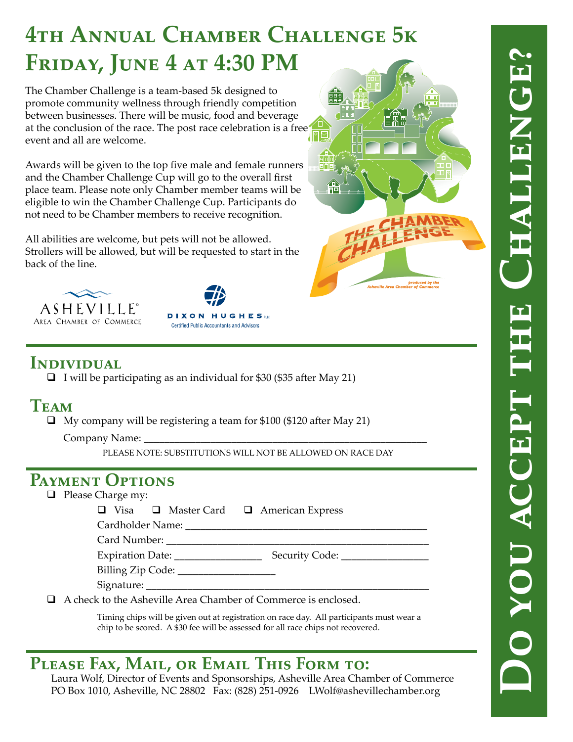# 4th Annual Chamber Challenge 5k
# Friday, June 4 at 4:30 PM

The Chamber Challenge is a team-based 5k designed to promote community wellness through friendly competition between businesses. There will be music, food and beverage at the conclusion of the race. The post race celebration is a free event and all are welcome.

Awards will be given to the top five male and female runners and the Chamber Challenge Cup will go to the overall first place team. Please note only Chamber member teams will be eligible to win the Chamber Challenge Cup. Participants do not need to be Chamber members to receive recognition.

All abilities are welcome, but pets will not be allowed. Strollers will be allowed, but will be requested to start in the back of the line.

THE CHAMBER CHALLENGE

produced by the Asheville Area Chamber of Commerce

ASHEVILLE® Area Chamber of Commerce

DIXON HUGHES PLLC Certified Public Accountants and Advisors

**Do you accept the Challenge?**

## Individual

- ☐ I will be participating as an individual for $30 ($35 after May 21)

## Team

- ☐ My company will be registering a team for $100 ($120 after May 21)

Company Name: ____________________________________________

PLEASE NOTE: SUBSTITUTIONS WILL NOT BE ALLOWED ON RACE DAY

## Payment Options

- ☐ Please Charge my:
  - ☐ Visa ☐ Master Card ☐ American Express
  - Cardholder Name: ____________________________________
  - Card Number: ________________________________________
  - Expiration Date: ______________ Security Code: ______________
  - Billing Zip Code: ________________
  - Signature: ___________________________________________
- ☐ A check to the Asheville Area Chamber of Commerce is enclosed.

Timing chips will be given out at registration on race day. All participants must wear a chip to be scored. A $30 fee will be assessed for all race chips not recovered.

## Please Fax, Mail, or Email This Form to:

Laura Wolf, Director of Events and Sponsorships, Asheville Area Chamber of Commerce
PO Box 1010, Asheville, NC 28802 Fax: (828) 251-0926 LWolf@ashevillechamber.org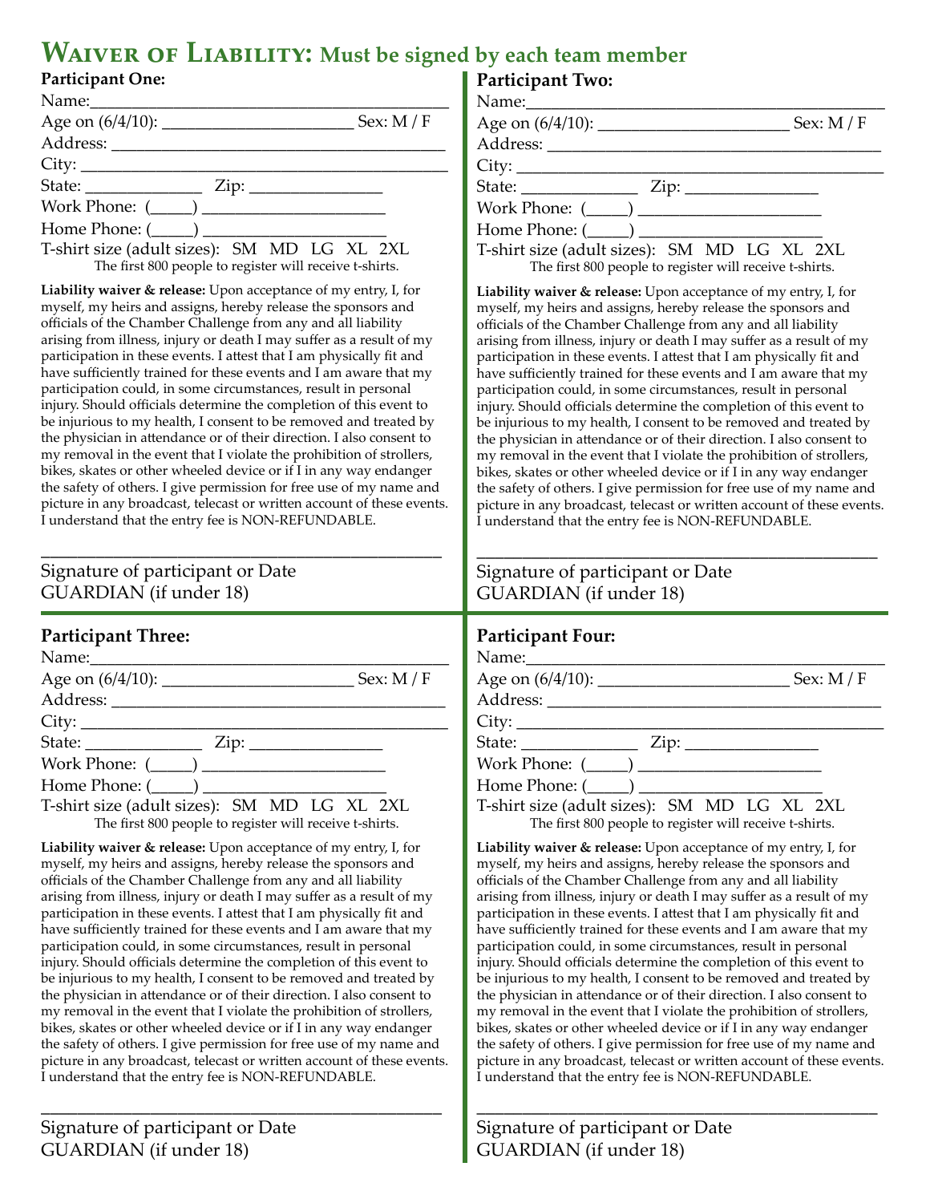# Waiver of Liability: Must be signed by each team member

**Participant One:**

Name:\_\_\_\_\_\_\_\_\_\_\_\_\_\_\_\_\_\_\_\_\_\_\_\_\_\_\_\_\_\_\_\_\_\_\_\_\_\_\_\_

Age on (6/4/10): \_\_\_\_\_\_\_\_\_\_\_\_\_\_\_\_\_\_\_\_\_\_ Sex: M / F

Address: \_\_\_\_\_\_\_\_\_\_\_\_\_\_\_\_\_\_\_\_\_\_\_\_\_\_\_\_\_\_\_\_\_\_\_\_\_\_

City: \_\_\_\_\_\_\_\_\_\_\_\_\_\_\_\_\_\_\_\_\_\_\_\_\_\_\_\_\_\_\_\_\_\_\_\_\_\_\_\_\_

State: \_\_\_\_\_\_\_\_\_\_\_\_\_ Zip: \_\_\_\_\_\_\_\_\_\_\_\_\_\_\_

Work Phone: (\_\_\_\_\_) \_\_\_\_\_\_\_\_\_\_\_\_\_\_\_\_\_\_\_\_\_

Home Phone: (\_\_\_\_\_) \_\_\_\_\_\_\_\_\_\_\_\_\_\_\_\_\_\_\_\_\_

T-shirt size (adult sizes): SM MD LG XL 2XL

The first 800 people to register will receive t-shirts.

**Liability waiver & release:** Upon acceptance of my entry, I, for myself, my heirs and assigns, hereby release the sponsors and officials of the Chamber Challenge from any and all liability arising from illness, injury or death I may suffer as a result of my participation in these events. I attest that I am physically fit and have sufficiently trained for these events and I am aware that my participation could, in some circumstances, result in personal injury. Should officials determine the completion of this event to be injurious to my health, I consent to be removed and treated by the physician in attendance or of their direction. I also consent to my removal in the event that I violate the prohibition of strollers, bikes, skates or other wheeled device or if I in any way endanger the safety of others. I give permission for free use of my name and picture in any broadcast, telecast or written account of these events. I understand that the entry fee is NON-REFUNDABLE.

\_\_\_\_\_\_\_\_\_\_\_\_\_\_\_\_\_\_\_\_\_\_\_\_\_\_\_\_\_\_\_\_\_\_\_\_\_\_\_\_\_\_\_\_

Signature of participant or Date
GUARDIAN (if under 18)

**Participant Two:**

Name:\_\_\_\_\_\_\_\_\_\_\_\_\_\_\_\_\_\_\_\_\_\_\_\_\_\_\_\_\_\_\_\_\_\_\_\_\_\_\_\_

Age on (6/4/10): \_\_\_\_\_\_\_\_\_\_\_\_\_\_\_\_\_\_\_\_\_\_ Sex: M / F

Address: \_\_\_\_\_\_\_\_\_\_\_\_\_\_\_\_\_\_\_\_\_\_\_\_\_\_\_\_\_\_\_\_\_\_\_\_\_\_

City: \_\_\_\_\_\_\_\_\_\_\_\_\_\_\_\_\_\_\_\_\_\_\_\_\_\_\_\_\_\_\_\_\_\_\_\_\_\_\_\_\_

State: \_\_\_\_\_\_\_\_\_\_\_\_\_ Zip: \_\_\_\_\_\_\_\_\_\_\_\_\_\_\_

Work Phone: (\_\_\_\_\_) \_\_\_\_\_\_\_\_\_\_\_\_\_\_\_\_\_\_\_\_\_

Home Phone: (\_\_\_\_\_) \_\_\_\_\_\_\_\_\_\_\_\_\_\_\_\_\_\_\_\_\_

T-shirt size (adult sizes): SM MD LG XL 2XL

The first 800 people to register will receive t-shirts.

**Liability waiver & release:** Upon acceptance of my entry, I, for myself, my heirs and assigns, hereby release the sponsors and officials of the Chamber Challenge from any and all liability arising from illness, injury or death I may suffer as a result of my participation in these events. I attest that I am physically fit and have sufficiently trained for these events and I am aware that my participation could, in some circumstances, result in personal injury. Should officials determine the completion of this event to be injurious to my health, I consent to be removed and treated by the physician in attendance or of their direction. I also consent to my removal in the event that I violate the prohibition of strollers, bikes, skates or other wheeled device or if I in any way endanger the safety of others. I give permission for free use of my name and picture in any broadcast, telecast or written account of these events. I understand that the entry fee is NON-REFUNDABLE.

\_\_\_\_\_\_\_\_\_\_\_\_\_\_\_\_\_\_\_\_\_\_\_\_\_\_\_\_\_\_\_\_\_\_\_\_\_\_\_\_\_\_\_\_

Signature of participant or Date
GUARDIAN (if under 18)

**Participant Three:**

Name:\_\_\_\_\_\_\_\_\_\_\_\_\_\_\_\_\_\_\_\_\_\_\_\_\_\_\_\_\_\_\_\_\_\_\_\_\_\_\_\_

Age on (6/4/10): \_\_\_\_\_\_\_\_\_\_\_\_\_\_\_\_\_\_\_\_\_\_ Sex: M / F

Address: \_\_\_\_\_\_\_\_\_\_\_\_\_\_\_\_\_\_\_\_\_\_\_\_\_\_\_\_\_\_\_\_\_\_\_\_\_\_

City: \_\_\_\_\_\_\_\_\_\_\_\_\_\_\_\_\_\_\_\_\_\_\_\_\_\_\_\_\_\_\_\_\_\_\_\_\_\_\_\_\_

State: \_\_\_\_\_\_\_\_\_\_\_\_\_ Zip: \_\_\_\_\_\_\_\_\_\_\_\_\_\_\_

Work Phone: (\_\_\_\_\_) \_\_\_\_\_\_\_\_\_\_\_\_\_\_\_\_\_\_\_\_\_

Home Phone: (\_\_\_\_\_) \_\_\_\_\_\_\_\_\_\_\_\_\_\_\_\_\_\_\_\_\_

T-shirt size (adult sizes): SM MD LG XL 2XL

The first 800 people to register will receive t-shirts.

**Liability waiver & release:** Upon acceptance of my entry, I, for myself, my heirs and assigns, hereby release the sponsors and officials of the Chamber Challenge from any and all liability arising from illness, injury or death I may suffer as a result of my participation in these events. I attest that I am physically fit and have sufficiently trained for these events and I am aware that my participation could, in some circumstances, result in personal injury. Should officials determine the completion of this event to be injurious to my health, I consent to be removed and treated by the physician in attendance or of their direction. I also consent to my removal in the event that I violate the prohibition of strollers, bikes, skates or other wheeled device or if I in any way endanger the safety of others. I give permission for free use of my name and picture in any broadcast, telecast or written account of these events. I understand that the entry fee is NON-REFUNDABLE.

\_\_\_\_\_\_\_\_\_\_\_\_\_\_\_\_\_\_\_\_\_\_\_\_\_\_\_\_\_\_\_\_\_\_\_\_\_\_\_\_\_\_\_\_

Signature of participant or Date
GUARDIAN (if under 18)

**Participant Four:**

Name:\_\_\_\_\_\_\_\_\_\_\_\_\_\_\_\_\_\_\_\_\_\_\_\_\_\_\_\_\_\_\_\_\_\_\_\_\_\_\_\_

Age on (6/4/10): \_\_\_\_\_\_\_\_\_\_\_\_\_\_\_\_\_\_\_\_\_\_ Sex: M / F

Address: \_\_\_\_\_\_\_\_\_\_\_\_\_\_\_\_\_\_\_\_\_\_\_\_\_\_\_\_\_\_\_\_\_\_\_\_\_\_

City: \_\_\_\_\_\_\_\_\_\_\_\_\_\_\_\_\_\_\_\_\_\_\_\_\_\_\_\_\_\_\_\_\_\_\_\_\_\_\_\_\_

State: \_\_\_\_\_\_\_\_\_\_\_\_\_ Zip: \_\_\_\_\_\_\_\_\_\_\_\_\_\_\_

Work Phone: (\_\_\_\_\_) \_\_\_\_\_\_\_\_\_\_\_\_\_\_\_\_\_\_\_\_\_

Home Phone: (\_\_\_\_\_) \_\_\_\_\_\_\_\_\_\_\_\_\_\_\_\_\_\_\_\_\_

T-shirt size (adult sizes): SM MD LG XL 2XL

The first 800 people to register will receive t-shirts.

**Liability waiver & release:** Upon acceptance of my entry, I, for myself, my heirs and assigns, hereby release the sponsors and officials of the Chamber Challenge from any and all liability arising from illness, injury or death I may suffer as a result of my participation in these events. I attest that I am physically fit and have sufficiently trained for these events and I am aware that my participation could, in some circumstances, result in personal injury. Should officials determine the completion of this event to be injurious to my health, I consent to be removed and treated by the physician in attendance or of their direction. I also consent to my removal in the event that I violate the prohibition of strollers, bikes, skates or other wheeled device or if I in any way endanger the safety of others. I give permission for free use of my name and picture in any broadcast, telecast or written account of these events. I understand that the entry fee is NON-REFUNDABLE.

\_\_\_\_\_\_\_\_\_\_\_\_\_\_\_\_\_\_\_\_\_\_\_\_\_\_\_\_\_\_\_\_\_\_\_\_\_\_\_\_\_\_\_\_

Signature of participant or Date
GUARDIAN (if under 18)